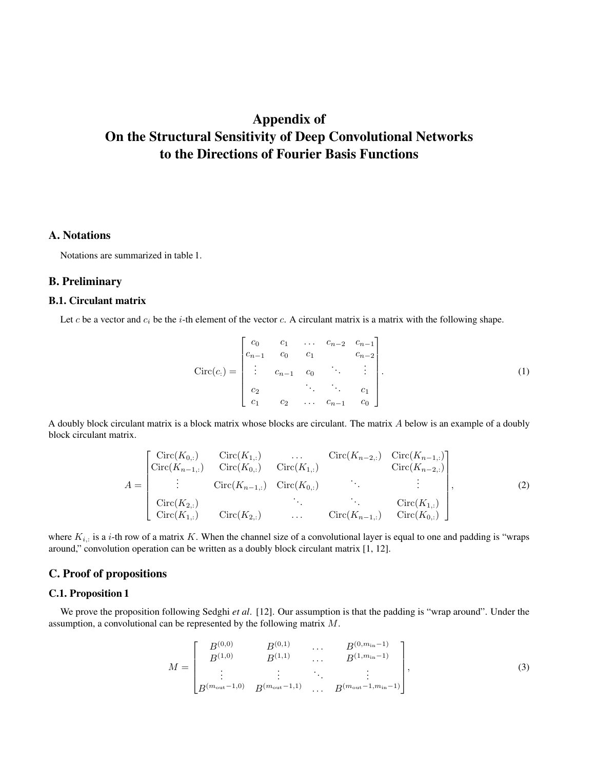# Appendix of
# On the Structural Sensitivity of Deep Convolutional Networks to the Directions of Fourier Basis Functions

## A. Notations

Notations are summarized in table 1.

## B. Preliminary

### B.1. Circulant matrix

Let $c$ be a vector and $c_i$ be the $i$-th element of the vector $c$. A circulant matrix is a matrix with the following shape.

$$\mathrm{Circ}(c_:) = \begin{bmatrix} c_0 & c_1 & \dots & c_{n-2} & c_{n-1} \\ c_{n-1} & c_0 & c_1 & & c_{n-2} \\ \vdots & c_{n-1} & c_0 & \ddots & \vdots \\ c_2 & & \ddots & \ddots & c_1 \\ c_1 & c_2 & \dots & c_{n-1} & c_0 \end{bmatrix}. \tag{1}$$

A doubly block circulant matrix is a block matrix whose blocks are circulant. The matrix $A$ below is an example of a doubly block circulant matrix.

$$A = \begin{bmatrix} \mathrm{Circ}(K_{0,:}) & \mathrm{Circ}(K_{1,:}) & \dots & \mathrm{Circ}(K_{n-2,:}) & \mathrm{Circ}(K_{n-1,:}) \\ \mathrm{Circ}(K_{n-1,:}) & \mathrm{Circ}(K_{0,:}) & \mathrm{Circ}(K_{1,:}) & & \mathrm{Circ}(K_{n-2,:}) \\ \vdots & \mathrm{Circ}(K_{n-1,:}) & \mathrm{Circ}(K_{0,:}) & \ddots & \vdots \\ \mathrm{Circ}(K_{2,:}) & & \ddots & \ddots & \mathrm{Circ}(K_{1,:}) \\ \mathrm{Circ}(K_{1,:}) & \mathrm{Circ}(K_{2,:}) & \dots & \mathrm{Circ}(K_{n-1,:}) & \mathrm{Circ}(K_{0,:}) \end{bmatrix}, \tag{2}$$

where $K_{i,:}$ is a $i$-th row of a matrix $K$. When the channel size of a convolutional layer is equal to one and padding is "wraps around," convolution operation can be written as a doubly block circulant matrix [1, 12].

## C. Proof of propositions

### C.1. Proposition 1

We prove the proposition following Sedghi *et al*. [12]. Our assumption is that the padding is "wrap around". Under the assumption, a convolutional can be represented by the following matrix $M$.

$$M = \begin{bmatrix} B^{(0,0)} & B^{(0,1)} & \dots & B^{(0,m_{\mathrm{in}}-1)} \\ B^{(1,0)} & B^{(1,1)} & \dots & B^{(1,m_{\mathrm{in}}-1)} \\ \vdots & \vdots & \ddots & \vdots \\ B^{(m_{\mathrm{out}}-1,0)} & B^{(m_{\mathrm{out}}-1,1)} & \dots & B^{(m_{\mathrm{out}}-1,m_{\mathrm{in}}-1)} \end{bmatrix}, \tag{3}$$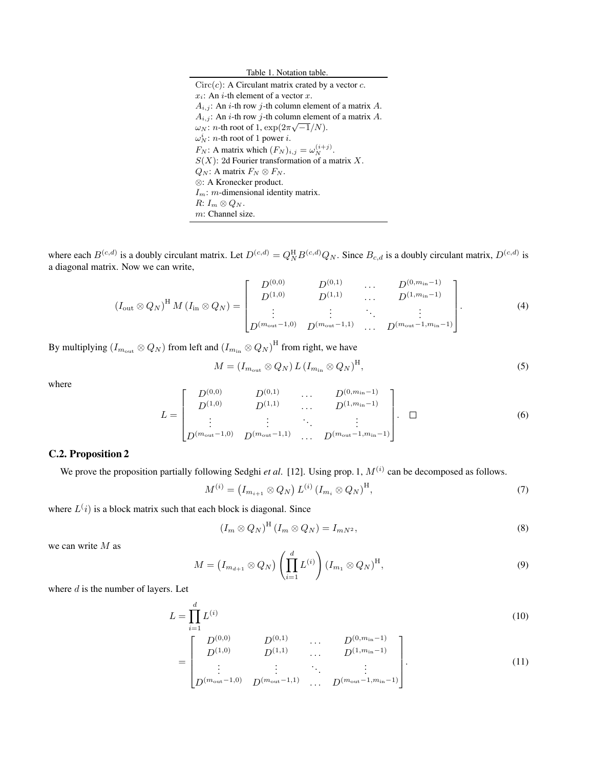Table 1. Notation table.

| |
|---|
| $\mathrm{Circ}(c)$: A Circulant matrix crated by a vector $c$. |
| $x_i$: An $i$-th element of a vector $x$. |
| $A_{i,j}$: An $i$-th row $j$-th column element of a matrix $A$. |
| $A_{i,j}$: An $i$-th row $j$-th column element of a matrix $A$. |
| $\omega_N$: $n$-th root of 1, $\exp(2\pi\sqrt{-1}/N)$. |
| $\omega_N^i$: $n$-th root of 1 power $i$. |
| $F_N$: A matrix which $(F_N)_{i,j} = \omega_N^{(i+j)}$. |
| $S(X)$: 2d Fourier transformation of a matrix $X$. |
| $Q_N$: A matrix $F_N \otimes F_N$. |
| $\otimes$: A Kronecker product. |
| $I_m$: $m$-dimensional identity matrix. |
| $R$: $I_m \otimes Q_N$. |
| $m$: Channel size. |

where each $B^{(c,d)}$ is a doubly circulant matrix. Let $D^{(c,d)} = Q_N^{\mathrm{H}} B^{(c,d)} Q_N$. Since $B_{c,d}$ is a doubly circulant matrix, $D^{(c,d)}$ is a diagonal matrix. Now we can write,

$$
(I_{\mathrm{out}} \otimes Q_N)^{\mathrm{H}} M (I_{\mathrm{in}} \otimes Q_N) = \begin{bmatrix} D^{(0,0)} & D^{(0,1)} & \dots & D^{(0,m_{\mathrm{in}}-1)} \\ D^{(1,0)} & D^{(1,1)} & \dots & D^{(1,m_{\mathrm{in}}-1)} \\ \vdots & \vdots & \ddots & \vdots \\ D^{(m_{\mathrm{out}}-1,0)} & D^{(m_{\mathrm{out}}-1,1)} & \dots & D^{(m_{\mathrm{out}}-1,m_{\mathrm{in}}-1)} \end{bmatrix}. \tag{4}
$$

By multiplying $(I_{m_{\mathrm{out}}} \otimes Q_N)$ from left and $(I_{m_{\mathrm{in}}} \otimes Q_N)^{\mathrm{H}}$ from right, we have

$$
M = (I_{m_{\mathrm{out}}} \otimes Q_N) L (I_{m_{\mathrm{in}}} \otimes Q_N)^{\mathrm{H}}, \tag{5}
$$

where

$$
L = \begin{bmatrix} D^{(0,0)} & D^{(0,1)} & \dots & D^{(0,m_{\mathrm{in}}-1)} \\ D^{(1,0)} & D^{(1,1)} & \dots & D^{(1,m_{\mathrm{in}}-1)} \\ \vdots & \vdots & \ddots & \vdots \\ D^{(m_{\mathrm{out}}-1,0)} & D^{(m_{\mathrm{out}}-1,1)} & \dots & D^{(m_{\mathrm{out}}-1,m_{\mathrm{in}}-1)} \end{bmatrix}. \quad \square \tag{6}
$$

### C.2. Proposition 2

We prove the proposition partially following Sedghi *et al.* [12]. Using prop. 1, $M^{(i)}$ can be decomposed as follows.

$$
M^{(i)} = \left(I_{m_{i+1}} \otimes Q_N\right) L^{(i)} \left(I_{m_i} \otimes Q_N\right)^{\mathrm{H}}, \tag{7}
$$

where $L^{(}i)$ is a block matrix such that each block is diagonal. Since

$$
(I_m \otimes Q_N)^{\mathrm{H}} (I_m \otimes Q_N) = I_{mN^2}, \tag{8}
$$

we can write $M$ as

$$
M = \left(I_{m_{d+1}} \otimes Q_N\right) \left(\prod_{i=1}^{d} L^{(i)}\right) \left(I_{m_1} \otimes Q_N\right)^{\mathrm{H}}, \tag{9}
$$

where $d$ is the number of layers. Let

$$
L = \prod_{i=1}^{d} L^{(i)} \tag{10}
$$

$$
= \begin{bmatrix} D^{(0,0)} & D^{(0,1)} & \dots & D^{(0,m_{\mathrm{in}}-1)} \\ D^{(1,0)} & D^{(1,1)} & \dots & D^{(1,m_{\mathrm{in}}-1)} \\ \vdots & \vdots & \ddots & \vdots \\ D^{(m_{\mathrm{out}}-1,0)} & D^{(m_{\mathrm{out}}-1,1)} & \dots & D^{(m_{\mathrm{out}}-1,m_{\mathrm{in}}-1)} \end{bmatrix}. \tag{11}
$$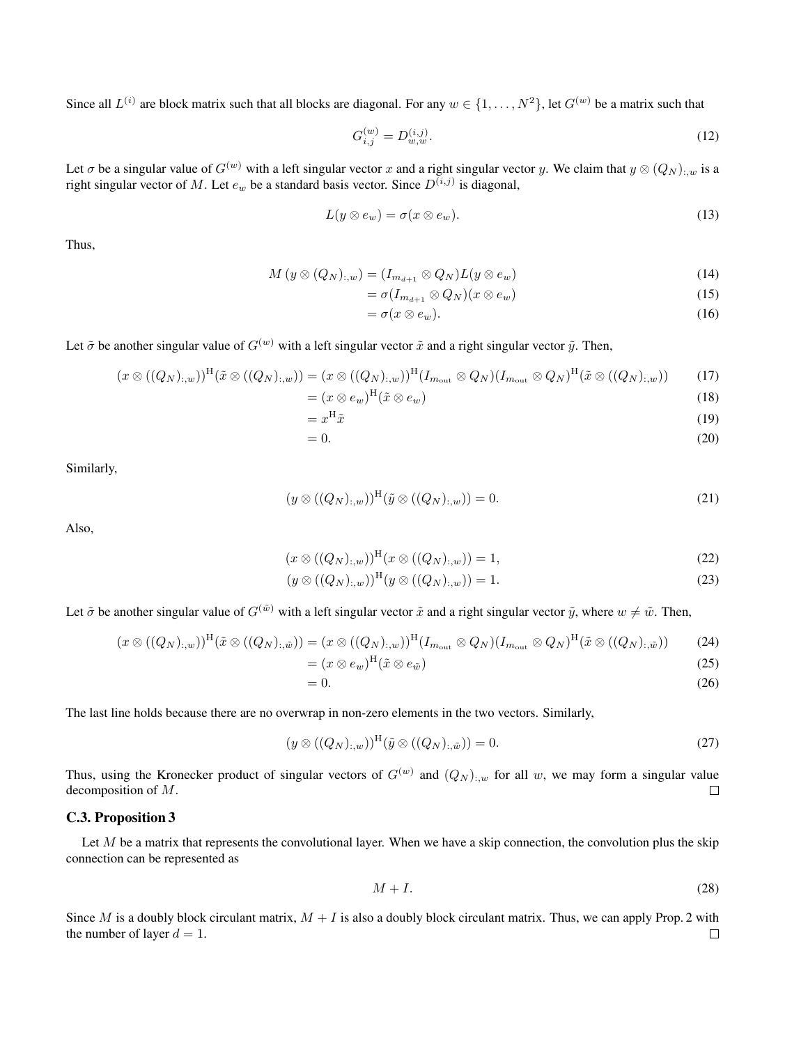Since all $L^{(i)}$ are block matrix such that all blocks are diagonal. For any $w \in \{1, \ldots, N^2\}$, let $G^{(w)}$ be a matrix such that

$$G^{(w)}_{i,j} = D^{(i,j)}_{w,w}. \tag{12}$$

Let $\sigma$ be a singular value of $G^{(w)}$ with a left singular vector $x$ and a right singular vector $y$. We claim that $y \otimes (Q_N)_{:,w}$ is a right singular vector of $M$. Let $e_w$ be a standard basis vector. Since $D^{(i,j)}$ is diagonal,

$$L(y \otimes e_w) = \sigma(x \otimes e_w). \tag{13}$$

Thus,

$$\begin{align} M\left(y \otimes (Q_N)_{:,w}\right) &= (I_{m_{d+1}} \otimes Q_N) L(y \otimes e_w) \tag{14} \\ &= \sigma(I_{m_{d+1}} \otimes Q_N)(x \otimes e_w) \tag{15} \\ &= \sigma(x \otimes e_w). \tag{16} \end{align}$$

Let $\tilde{\sigma}$ be another singular value of $G^{(w)}$ with a left singular vector $\tilde{x}$ and a right singular vector $\tilde{y}$. Then,

$$\begin{align} (x \otimes ((Q_N)_{:,w}))^{\mathrm{H}}(\tilde{x} \otimes ((Q_N)_{:,w})) &= (x \otimes ((Q_N)_{:,w}))^{\mathrm{H}}(I_{m_{\mathrm{out}}} \otimes Q_N)(I_{m_{\mathrm{out}}} \otimes Q_N)^{\mathrm{H}}(\tilde{x} \otimes ((Q_N)_{:,w})) \tag{17} \\ &= (x \otimes e_w)^{\mathrm{H}}(\tilde{x} \otimes e_w) \tag{18} \\ &= x^{\mathrm{H}}\tilde{x} \tag{19} \\ &= 0. \tag{20} \end{align}$$

Similarly,

$$(y \otimes ((Q_N)_{:,w}))^{\mathrm{H}}(\tilde{y} \otimes ((Q_N)_{:,w})) = 0. \tag{21}$$

Also,

$$\begin{align} (x \otimes ((Q_N)_{:,w}))^{\mathrm{H}}(x \otimes ((Q_N)_{:,w})) &= 1, \tag{22} \\ (y \otimes ((Q_N)_{:,w}))^{\mathrm{H}}(y \otimes ((Q_N)_{:,w})) &= 1. \tag{23} \end{align}$$

Let $\tilde{\sigma}$ be another singular value of $G^{(\tilde{w})}$ with a left singular vector $\tilde{x}$ and a right singular vector $\tilde{y}$, where $w \neq \tilde{w}$. Then,

$$\begin{align} (x \otimes ((Q_N)_{:,w}))^{\mathrm{H}}(\tilde{x} \otimes ((Q_N)_{:,\tilde{w}})) &= (x \otimes ((Q_N)_{:,w}))^{\mathrm{H}}(I_{m_{\mathrm{out}}} \otimes Q_N)(I_{m_{\mathrm{out}}} \otimes Q_N)^{\mathrm{H}}(\tilde{x} \otimes ((Q_N)_{:,\tilde{w}})) \tag{24} \\ &= (x \otimes e_w)^{\mathrm{H}}(\tilde{x} \otimes e_{\tilde{w}}) \tag{25} \\ &= 0. \tag{26} \end{align}$$

The last line holds because there are no overwrap in non-zero elements in the two vectors. Similarly,

$$(y \otimes ((Q_N)_{:,w}))^{\mathrm{H}}(\tilde{y} \otimes ((Q_N)_{:,\tilde{w}})) = 0. \tag{27}$$

Thus, using the Kronecker product of singular vectors of $G^{(w)}$ and $(Q_N)_{:,w}$ for all $w$, we may form a singular value decomposition of $M$. □

### C.3. Proposition 3

Let $M$ be a matrix that represents the convolutional layer. When we have a skip connection, the convolution plus the skip connection can be represented as

$$M + I. \tag{28}$$

Since $M$ is a doubly block circulant matrix, $M + I$ is also a doubly block circulant matrix. Thus, we can apply Prop. 2 with the number of layer $d = 1$. □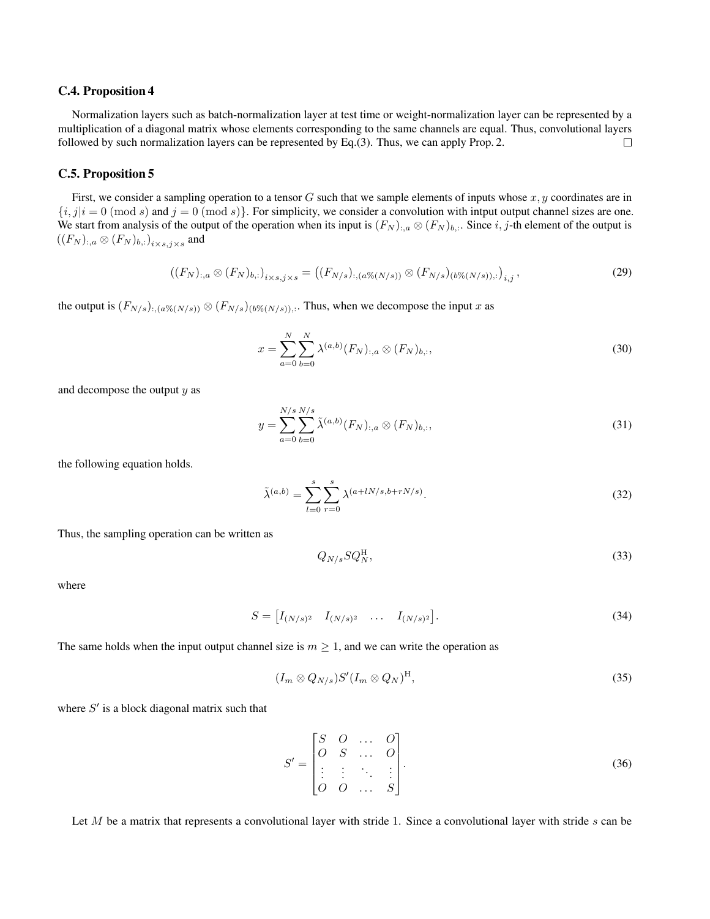### C.4. Proposition 4

Normalization layers such as batch-normalization layer at test time or weight-normalization layer can be represented by a multiplication of a diagonal matrix whose elements corresponding to the same channels are equal. Thus, convolutional layers followed by such normalization layers can be represented by Eq.(3). Thus, we can apply Prop. 2. □

### C.5. Proposition 5

First, we consider a sampling operation to a tensor $G$ such that we sample elements of inputs whose $x, y$ coordinates are in $\{i, j | i = 0 \pmod{s} \text{ and } j = 0 \pmod{s}\}$. For simplicity, we consider a convolution with intput output channel sizes are one. We start from analysis of the output of the operation when its input is $(F_N)_{:,a} \otimes (F_N)_{b,:}$. Since $i, j$-th element of the output is $((F_N)_{:,a} \otimes (F_N)_{b,:})_{i \times s, j \times s}$ and

$$((F_N)_{:,a} \otimes (F_N)_{b,:})_{i \times s, j \times s} = \left((F_{N/s})_{:,(a\%(N/s))} \otimes (F_{N/s})_{(b\%(N/s)),:}\right)_{i,j}, \tag{29}$$

the output is $(F_{N/s})_{:,(a\%(N/s))} \otimes (F_{N/s})_{(b\%(N/s)),:}$. Thus, when we decompose the input $x$ as

$$x = \sum_{a=0}^{N} \sum_{b=0}^{N} \lambda^{(a,b)} (F_N)_{:,a} \otimes (F_N)_{b,:}, \tag{30}$$

and decompose the output $y$ as

$$y = \sum_{a=0}^{N/s} \sum_{b=0}^{N/s} \tilde{\lambda}^{(a,b)} (F_N)_{:,a} \otimes (F_N)_{b,:}, \tag{31}$$

the following equation holds.

$$\tilde{\lambda}^{(a,b)} = \sum_{l=0}^{s} \sum_{r=0}^{s} \lambda^{(a+lN/s, b+rN/s)}. \tag{32}$$

Thus, the sampling operation can be written as

$$Q_{N/s} S Q_N^{\mathrm{H}}, \tag{33}$$

where

$$S = \begin{bmatrix} I_{(N/s)^2} & I_{(N/s)^2} & \dots & I_{(N/s)^2} \end{bmatrix}. \tag{34}$$

The same holds when the input output channel size is $m \geq 1$, and we can write the operation as

$$(I_m \otimes Q_{N/s}) S' (I_m \otimes Q_N)^{\mathrm{H}}, \tag{35}$$

where $S'$ is a block diagonal matrix such that

$$S' = \begin{bmatrix} S & O & \dots & O \\ O & S & \dots & O \\ \vdots & \vdots & \ddots & \vdots \\ O & O & \dots & S \end{bmatrix}. \tag{36}$$

Let $M$ be a matrix that represents a convolutional layer with stride 1. Since a convolutional layer with stride $s$ can be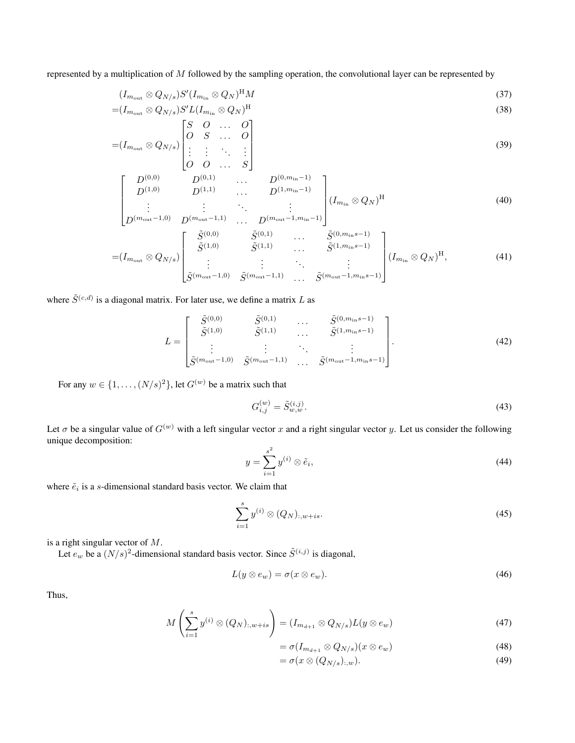represented by a multiplication of $M$ followed by the sampling operation, the convolutional layer can be represented by

$$(I_{m_{\text{out}}} \otimes Q_{N/s}) S' (I_{m_{\text{in}}} \otimes Q_N)^{\text{H}} M \tag{37}$$

$$= (I_{m_{\text{out}}} \otimes Q_{N/s}) S' L (I_{m_{\text{in}}} \otimes Q_N)^{\text{H}} \tag{38}$$

$$= (I_{m_{\text{out}}} \otimes Q_{N/s}) \begin{bmatrix} S & O & \dots & O \\ O & S & \dots & O \\ \vdots & \vdots & \ddots & \vdots \\ O & O & \dots & S \end{bmatrix} \tag{39}$$

$$\begin{bmatrix} D^{(0,0)} & D^{(0,1)} & \dots & D^{(0,m_{\text{in}}-1)} \\ D^{(1,0)} & D^{(1,1)} & \dots & D^{(1,m_{\text{in}}-1)} \\ \vdots & \vdots & \ddots & \vdots \\ D^{(m_{\text{out}}-1,0)} & D^{(m_{\text{out}}-1,1)} & \dots & D^{(m_{\text{out}}-1,m_{\text{in}}-1)} \end{bmatrix} (I_{m_{\text{in}}} \otimes Q_N)^{\text{H}} \tag{40}$$

$$= (I_{m_{\text{out}}} \otimes Q_{N/s}) \begin{bmatrix} \tilde{S}^{(0,0)} & \tilde{S}^{(0,1)} & \dots & \tilde{S}^{(0,m_{\text{in}}s-1)} \\ \tilde{S}^{(1,0)} & \tilde{S}^{(1,1)} & \dots & \tilde{S}^{(1,m_{\text{in}}s-1)} \\ \vdots & \vdots & \ddots & \vdots \\ \tilde{S}^{(m_{\text{out}}-1,0)} & \tilde{S}^{(m_{\text{out}}-1,1)} & \dots & \tilde{S}^{(m_{\text{out}}-1,m_{\text{in}}s-1)} \end{bmatrix} (I_{m_{\text{in}}} \otimes Q_N)^{\text{H}}, \tag{41}$$

where $\tilde{S}^{(c,d)}$ is a diagonal matrix. For later use, we define a matrix $L$ as

$$L = \begin{bmatrix} \tilde{S}^{(0,0)} & \tilde{S}^{(0,1)} & \dots & \tilde{S}^{(0,m_{\text{in}}s-1)} \\ \tilde{S}^{(1,0)} & \tilde{S}^{(1,1)} & \dots & \tilde{S}^{(1,m_{\text{in}}s-1)} \\ \vdots & \vdots & \ddots & \vdots \\ \tilde{S}^{(m_{\text{out}}-1,0)} & \tilde{S}^{(m_{\text{out}}-1,1)} & \dots & \tilde{S}^{(m_{\text{out}}-1,m_{\text{in}}s-1)} \end{bmatrix}. \tag{42}$$

For any $w \in \{1, \dots, (N/s)^2\}$, let $G^{(w)}$ be a matrix such that

$$G^{(w)}_{i,j} = \tilde{S}^{(i,j)}_{w,w}. \tag{43}$$

Let $\sigma$ be a singular value of $G^{(w)}$ with a left singular vector $x$ and a right singular vector $y$. Let us consider the following unique decomposition:

$$y = \sum_{i=1}^{s^2} y^{(i)} \otimes \tilde{e}_i, \tag{44}$$

where $\tilde{e}_i$ is a $s$-dimensional standard basis vector. We claim that

$$\sum_{i=1}^{s} y^{(i)} \otimes (Q_N)_{:,w+is}. \tag{45}$$

is a right singular vector of $M$.

Let $e_w$ be a $(N/s)^2$-dimensional standard basis vector. Since $\tilde{S}^{(i,j)}$ is diagonal,

$$L(y \otimes e_w) = \sigma(x \otimes e_w). \tag{46}$$

Thus,

$$M\left(\sum_{i=1}^{s} y^{(i)} \otimes (Q_N)_{:,w+is}\right) = (I_{m_{d+1}} \otimes Q_{N/s}) L(y \otimes e_w) \tag{47}$$

$$= \sigma(I_{m_{d+1}} \otimes Q_{N/s})(x \otimes e_w) \tag{48}$$

$$= \sigma(x \otimes (Q_{N/s})_{:,w}). \tag{49}$$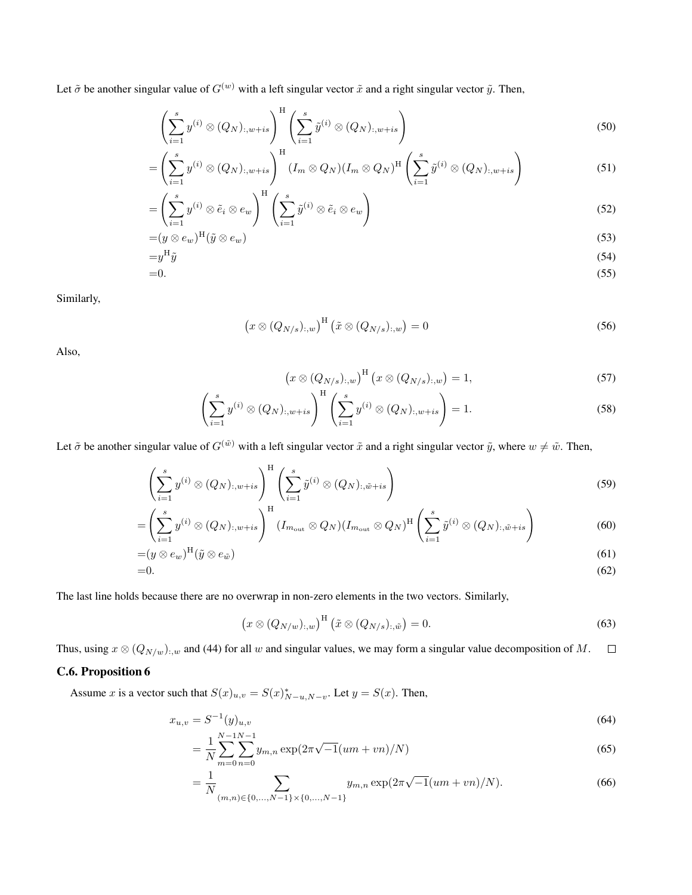Let $\tilde{\sigma}$ be another singular value of $G^{(w)}$ with a left singular vector $\tilde{x}$ and a right singular vector $\tilde{y}$. Then,

$$\left(\sum_{i=1}^{s} y^{(i)} \otimes (Q_N)_{:,w+is}\right)^{\mathrm{H}} \left(\sum_{i=1}^{s} \tilde{y}^{(i)} \otimes (Q_N)_{:,w+is}\right) \tag{50}$$

$$=\left(\sum_{i=1}^{s} y^{(i)} \otimes (Q_N)_{:,w+is}\right)^{\mathrm{H}} (I_m \otimes Q_N)(I_m \otimes Q_N)^{\mathrm{H}} \left(\sum_{i=1}^{s} \tilde{y}^{(i)} \otimes (Q_N)_{:,w+is}\right) \tag{51}$$

$$=\left(\sum_{i=1}^{s} y^{(i)} \otimes \tilde{e}_i \otimes e_w\right)^{\mathrm{H}} \left(\sum_{i=1}^{s} \tilde{y}^{(i)} \otimes \tilde{e}_i \otimes e_w\right) \tag{52}$$

$$=(y \otimes e_w)^{\mathrm{H}}(\tilde{y} \otimes e_w) \tag{53}$$

$$=y^{\mathrm{H}}\tilde{y} \tag{54}$$

$$=0. \tag{55}$$

Similarly,

$$\left(x \otimes (Q_{N/s})_{:,w}\right)^{\mathrm{H}} \left(\tilde{x} \otimes (Q_{N/s})_{:,w}\right) = 0 \tag{56}$$

Also,

$$\left(x \otimes (Q_{N/s})_{:,w}\right)^{\mathrm{H}} \left(x \otimes (Q_{N/s})_{:,w}\right) = 1, \tag{57}$$

$$\left(\sum_{i=1}^{s} y^{(i)} \otimes (Q_N)_{:,w+is}\right)^{\mathrm{H}} \left(\sum_{i=1}^{s} y^{(i)} \otimes (Q_N)_{:,w+is}\right) = 1. \tag{58}$$

Let $\tilde{\sigma}$ be another singular value of $G^{(\tilde{w})}$ with a left singular vector $\tilde{x}$ and a right singular vector $\tilde{y}$, where $w \neq \tilde{w}$. Then,

$$\left(\sum_{i=1}^{s} y^{(i)} \otimes (Q_N)_{:,w+is}\right)^{\mathrm{H}} \left(\sum_{i=1}^{s} \tilde{y}^{(i)} \otimes (Q_N)_{:,\tilde{w}+is}\right) \tag{59}$$

$$=\left(\sum_{i=1}^{s} y^{(i)} \otimes (Q_N)_{:,w+is}\right)^{\mathrm{H}} (I_{m_{\mathrm{out}}} \otimes Q_N)(I_{m_{\mathrm{out}}} \otimes Q_N)^{\mathrm{H}} \left(\sum_{i=1}^{s} \tilde{y}^{(i)} \otimes (Q_N)_{:,\tilde{w}+is}\right) \tag{60}$$

$$=(y \otimes e_w)^{\mathrm{H}}(\tilde{y} \otimes e_{\tilde{w}}) \tag{61}$$

$$=0. \tag{62}$$

The last line holds because there are no overwrap in non-zero elements in the two vectors. Similarly,

$$\left(x \otimes (Q_{N/w})_{:,w}\right)^{\mathrm{H}} \left(\tilde{x} \otimes (Q_{N/s})_{:,\tilde{w}}\right) = 0. \tag{63}$$

Thus, using $x \otimes (Q_{N/w})_{:,w}$ and (44) for all $w$ and singular values, we may form a singular value decomposition of $M$. $\square$

### C.6. Proposition 6

Assume $x$ is a vector such that $S(x)_{u,v} = S(x)^*_{N-u,N-v}$. Let $y = S(x)$. Then,

$$x_{u,v} = S^{-1}(y)_{u,v} \tag{64}$$

$$= \frac{1}{N}\sum_{m=0}^{N-1}\sum_{n=0}^{N-1} y_{m,n} \exp(2\pi\sqrt{-1}(um+vn)/N) \tag{65}$$

$$= \frac{1}{N}\sum_{(m,n)\in\{0,\dots,N-1\}\times\{0,\dots,N-1\}} y_{m,n} \exp(2\pi\sqrt{-1}(um+vn)/N). \tag{66}$$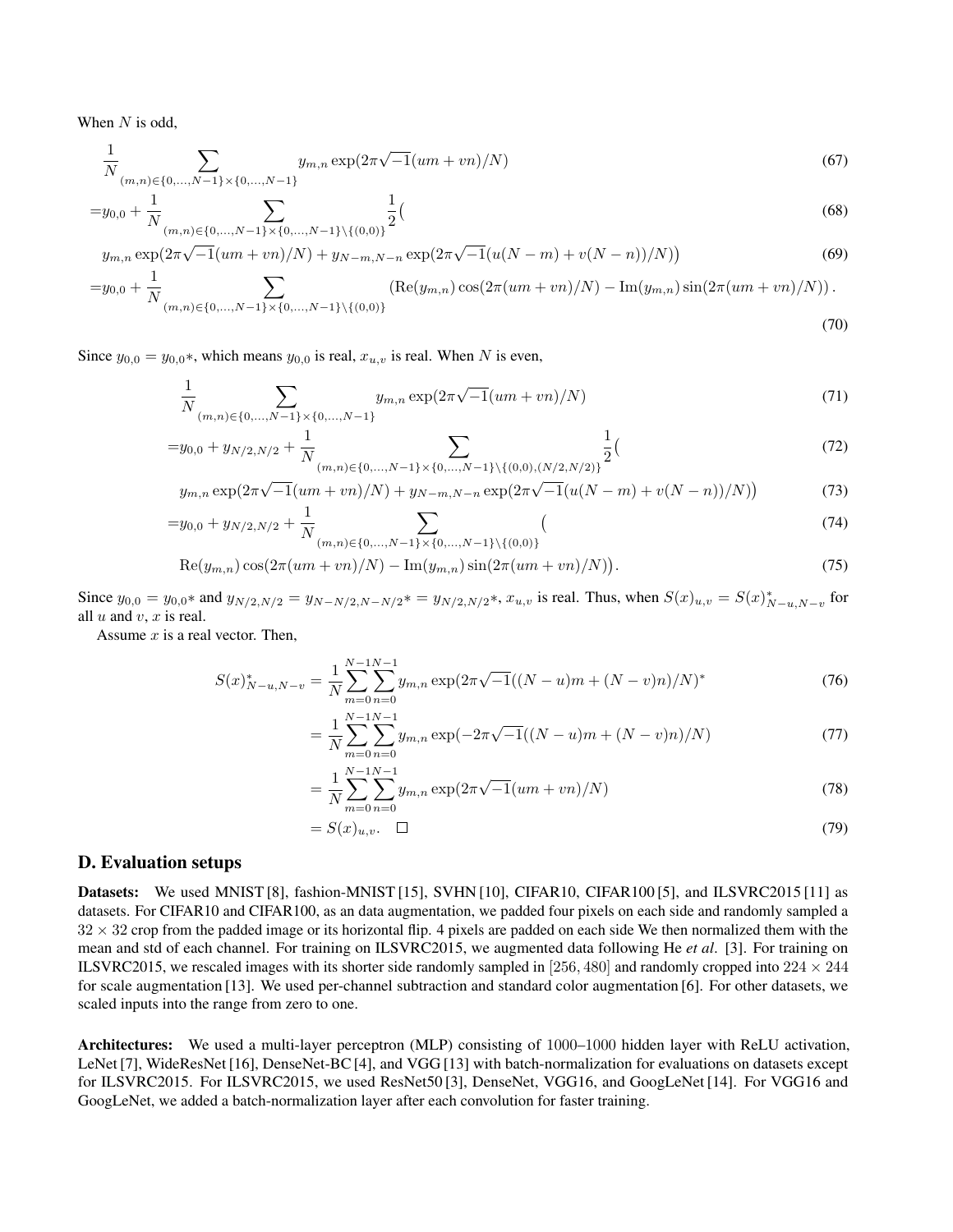When $N$ is odd,

$$\frac{1}{N}\sum_{(m,n)\in\{0,\ldots,N-1\}\times\{0,\ldots,N-1\}} y_{m,n}\exp(2\pi\sqrt{-1}(um+vn)/N) \tag{67}$$

$$=y_{0,0}+\frac{1}{N}\sum_{(m,n)\in\{0,\ldots,N-1\}\times\{0,\ldots,N-1\}\setminus\{(0,0)\}}\frac{1}{2}\big( \tag{68}$$

$$y_{m,n}\exp(2\pi\sqrt{-1}(um+vn)/N)+y_{N-m,N-n}\exp(2\pi\sqrt{-1}(u(N-m)+v(N-n))/N)\big) \tag{69}$$

$$=y_{0,0}+\frac{1}{N}\sum_{(m,n)\in\{0,\ldots,N-1\}\times\{0,\ldots,N-1\}\setminus\{(0,0)\}}\left(\mathrm{Re}(y_{m,n})\cos(2\pi(um+vn)/N)-\mathrm{Im}(y_{m,n})\sin(2\pi(um+vn)/N)\right). \tag{70}$$

Since $y_{0,0}=y_{0,0}*$, which means $y_{0,0}$ is real, $x_{u,v}$ is real. When $N$ is even,

$$\frac{1}{N}\sum_{(m,n)\in\{0,\ldots,N-1\}\times\{0,\ldots,N-1\}} y_{m,n}\exp(2\pi\sqrt{-1}(um+vn)/N) \tag{71}$$

$$=y_{0,0}+y_{N/2,N/2}+\frac{1}{N}\sum_{(m,n)\in\{0,\ldots,N-1\}\times\{0,\ldots,N-1\}\setminus\{(0,0),(N/2,N/2)\}}\frac{1}{2}\big( \tag{72}$$

$$y_{m,n}\exp(2\pi\sqrt{-1}(um+vn)/N)+y_{N-m,N-n}\exp(2\pi\sqrt{-1}(u(N-m)+v(N-n))/N)\big) \tag{73}$$

$$=y_{0,0}+y_{N/2,N/2}+\frac{1}{N}\sum_{(m,n)\in\{0,\ldots,N-1\}\times\{0,\ldots,N-1\}\setminus\{(0,0)\}}\big( \tag{74}$$

$$\mathrm{Re}(y_{m,n})\cos(2\pi(um+vn)/N)-\mathrm{Im}(y_{m,n})\sin(2\pi(um+vn)/N)\big). \tag{75}$$

Since $y_{0,0}=y_{0,0}*$ and $y_{N/2,N/2}=y_{N-N/2,N-N/2}*=y_{N/2,N/2}*$, $x_{u,v}$ is real. Thus, when $S(x)_{u,v}=S(x)^*_{N-u,N-v}$ for all $u$ and $v$, $x$ is real.

Assume $x$ is a real vector. Then,

$$S(x)^*_{N-u,N-v}=\frac{1}{N}\sum_{m=0}^{N-1}\sum_{n=0}^{N-1}y_{m,n}\exp(2\pi\sqrt{-1}((N-u)m+(N-v)n)/N)^* \tag{76}$$

$$=\frac{1}{N}\sum_{m=0}^{N-1}\sum_{n=0}^{N-1}y_{m,n}\exp(-2\pi\sqrt{-1}((N-u)m+(N-v)n)/N) \tag{77}$$

$$=\frac{1}{N}\sum_{m=0}^{N-1}\sum_{n=0}^{N-1}y_{m,n}\exp(2\pi\sqrt{-1}(um+vn)/N) \tag{78}$$

$$=S(x)_{u,v}.\quad\square \tag{79}$$

## D. Evaluation setups

**Datasets:** We used MNIST [8], fashion-MNIST [15], SVHN [10], CIFAR10, CIFAR100 [5], and ILSVRC2015 [11] as datasets. For CIFAR10 and CIFAR100, as an data augmentation, we padded four pixels on each side and randomly sampled a $32\times32$ crop from the padded image or its horizontal flip. 4 pixels are padded on each side We then normalized them with the mean and std of each channel. For training on ILSVRC2015, we augmented data following He *et al.* [3]. For training on ILSVRC2015, we rescaled images with its shorter side randomly sampled in $[256, 480]$ and randomly cropped into $224\times244$ for scale augmentation [13]. We used per-channel subtraction and standard color augmentation [6]. For other datasets, we scaled inputs into the range from zero to one.

**Architectures:** We used a multi-layer perceptron (MLP) consisting of 1000–1000 hidden layer with ReLU activation, LeNet [7], WideResNet [16], DenseNet-BC [4], and VGG [13] with batch-normalization for evaluations on datasets except for ILSVRC2015. For ILSVRC2015, we used ResNet50 [3], DenseNet, VGG16, and GoogLeNet [14]. For VGG16 and GoogLeNet, we added a batch-normalization layer after each convolution for faster training.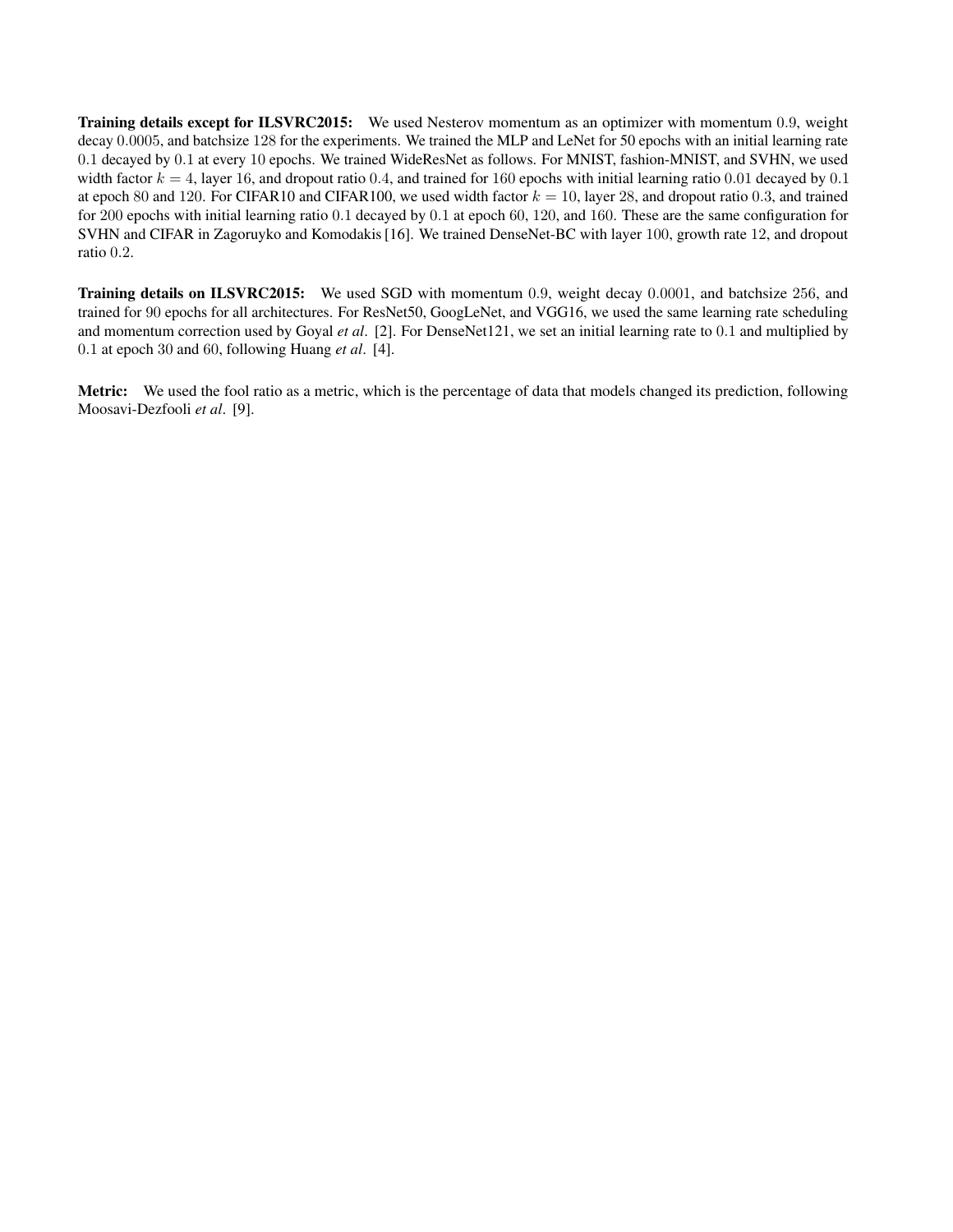**Training details except for ILSVRC2015:** We used Nesterov momentum as an optimizer with momentum $0.9$, weight decay $0.0005$, and batchsize $128$ for the experiments. We trained the MLP and LeNet for 50 epochs with an initial learning rate $0.1$ decayed by $0.1$ at every $10$ epochs. We trained WideResNet as follows. For MNIST, fashion-MNIST, and SVHN, we used width factor $k = 4$, layer $16$, and dropout ratio $0.4$, and trained for $160$ epochs with initial learning ratio $0.01$ decayed by $0.1$ at epoch $80$ and $120$. For CIFAR10 and CIFAR100, we used width factor $k = 10$, layer $28$, and dropout ratio $0.3$, and trained for $200$ epochs with initial learning ratio $0.1$ decayed by $0.1$ at epoch $60$, $120$, and $160$. These are the same configuration for SVHN and CIFAR in Zagoruyko and Komodakis [16]. We trained DenseNet-BC with layer 100, growth rate 12, and dropout ratio $0.2$.

**Training details on ILSVRC2015:** We used SGD with momentum $0.9$, weight decay $0.0001$, and batchsize $256$, and trained for $90$ epochs for all architectures. For ResNet50, GoogLeNet, and VGG16, we used the same learning rate scheduling and momentum correction used by Goyal *et al*. [2]. For DenseNet121, we set an initial learning rate to $0.1$ and multiplied by $0.1$ at epoch $30$ and $60$, following Huang *et al*. [4].

**Metric:** We used the fool ratio as a metric, which is the percentage of data that models changed its prediction, following Moosavi-Dezfooli *et al*. [9].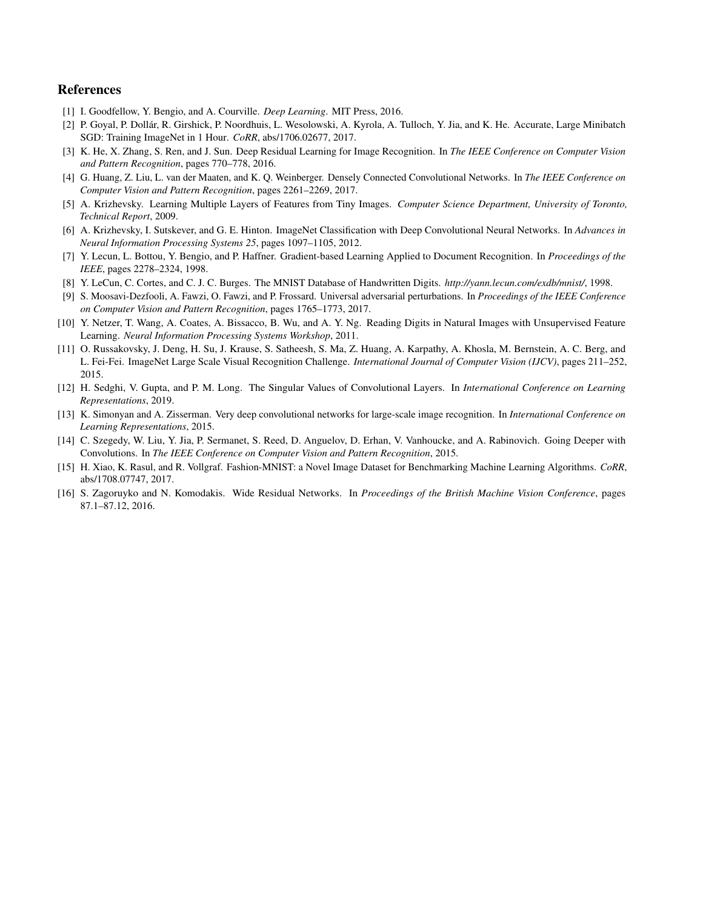## References

[1] I. Goodfellow, Y. Bengio, and A. Courville. *Deep Learning*. MIT Press, 2016.

[2] P. Goyal, P. Dollár, R. Girshick, P. Noordhuis, L. Wesolowski, A. Kyrola, A. Tulloch, Y. Jia, and K. He. Accurate, Large Minibatch SGD: Training ImageNet in 1 Hour. *CoRR*, abs/1706.02677, 2017.

[3] K. He, X. Zhang, S. Ren, and J. Sun. Deep Residual Learning for Image Recognition. In *The IEEE Conference on Computer Vision and Pattern Recognition*, pages 770–778, 2016.

[4] G. Huang, Z. Liu, L. van der Maaten, and K. Q. Weinberger. Densely Connected Convolutional Networks. In *The IEEE Conference on Computer Vision and Pattern Recognition*, pages 2261–2269, 2017.

[5] A. Krizhevsky. Learning Multiple Layers of Features from Tiny Images. *Computer Science Department, University of Toronto, Technical Report*, 2009.

[6] A. Krizhevsky, I. Sutskever, and G. E. Hinton. ImageNet Classification with Deep Convolutional Neural Networks. In *Advances in Neural Information Processing Systems 25*, pages 1097–1105, 2012.

[7] Y. Lecun, L. Bottou, Y. Bengio, and P. Haffner. Gradient-based Learning Applied to Document Recognition. In *Proceedings of the IEEE*, pages 2278–2324, 1998.

[8] Y. LeCun, C. Cortes, and C. J. C. Burges. The MNIST Database of Handwritten Digits. *http://yann.lecun.com/exdb/mnist/*, 1998.

[9] S. Moosavi-Dezfooli, A. Fawzi, O. Fawzi, and P. Frossard. Universal adversarial perturbations. In *Proceedings of the IEEE Conference on Computer Vision and Pattern Recognition*, pages 1765–1773, 2017.

[10] Y. Netzer, T. Wang, A. Coates, A. Bissacco, B. Wu, and A. Y. Ng. Reading Digits in Natural Images with Unsupervised Feature Learning. *Neural Information Processing Systems Workshop*, 2011.

[11] O. Russakovsky, J. Deng, H. Su, J. Krause, S. Satheesh, S. Ma, Z. Huang, A. Karpathy, A. Khosla, M. Bernstein, A. C. Berg, and L. Fei-Fei. ImageNet Large Scale Visual Recognition Challenge. *International Journal of Computer Vision (IJCV)*, pages 211–252, 2015.

[12] H. Sedghi, V. Gupta, and P. M. Long. The Singular Values of Convolutional Layers. In *International Conference on Learning Representations*, 2019.

[13] K. Simonyan and A. Zisserman. Very deep convolutional networks for large-scale image recognition. In *International Conference on Learning Representations*, 2015.

[14] C. Szegedy, W. Liu, Y. Jia, P. Sermanet, S. Reed, D. Anguelov, D. Erhan, V. Vanhoucke, and A. Rabinovich. Going Deeper with Convolutions. In *The IEEE Conference on Computer Vision and Pattern Recognition*, 2015.

[15] H. Xiao, K. Rasul, and R. Vollgraf. Fashion-MNIST: a Novel Image Dataset for Benchmarking Machine Learning Algorithms. *CoRR*, abs/1708.07747, 2017.

[16] S. Zagoruyko and N. Komodakis. Wide Residual Networks. In *Proceedings of the British Machine Vision Conference*, pages 87.1–87.12, 2016.